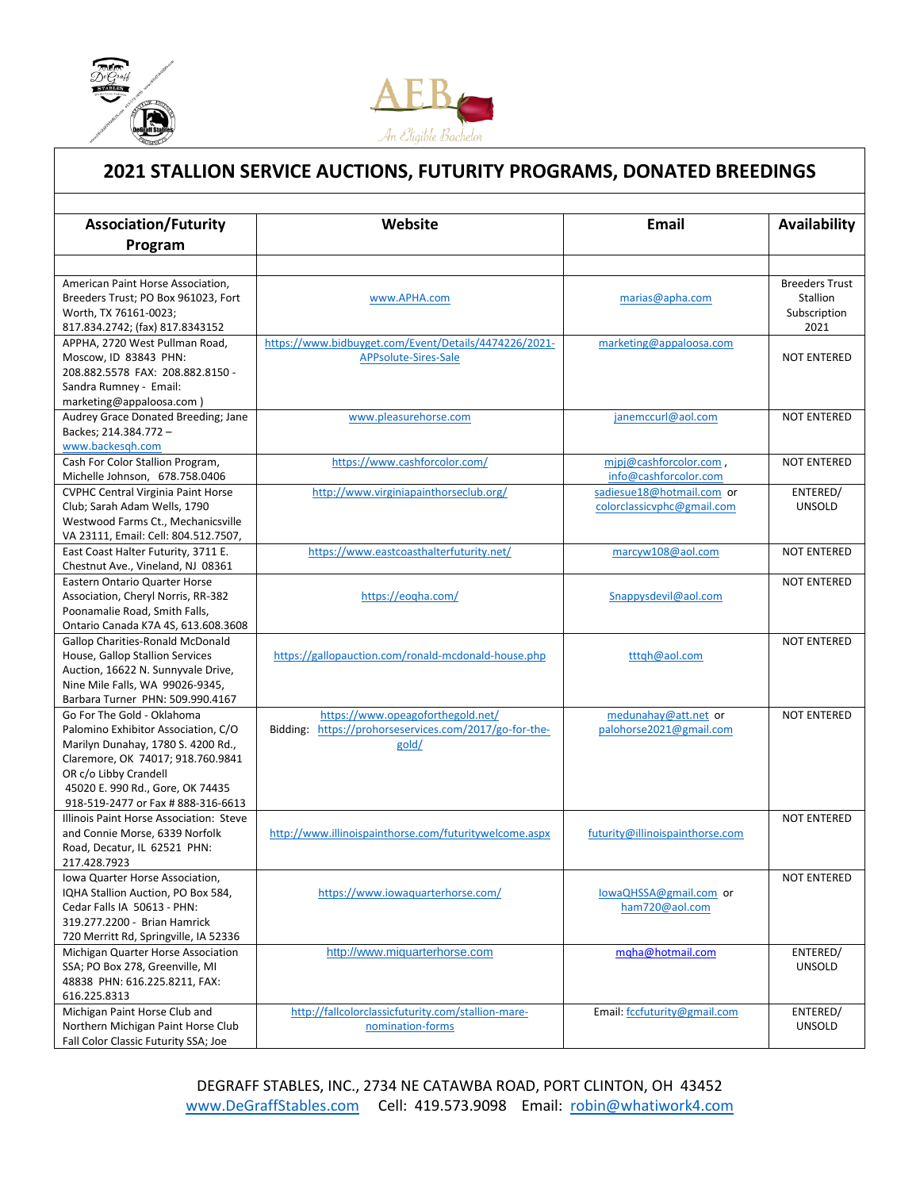# 2021 STALLION SERVICE AUCTIONS, FUTURITY PROGRAMS, DONATED BREEDINGS

| Association/Futurity Program | Website | Email | Availability |
|---|---|---|---|
| | | | |
| American Paint Horse Association, Breeders Trust; PO Box 961023, Fort Worth, TX 76161-0023; 817.834.2742; (fax) 817.8343152 | www.APHA.com | marias@apha.com | Breeders Trust Stallion Subscription 2021 |
| APPHA, 2720 West Pullman Road, Moscow, ID 83843 PHN: 208.882.5578 FAX: 208.882.8150 - Sandra Rumney - Email: marketing@appaloosa.com ) | https://www.bidbuyget.com/Event/Details/4474226/2021-APPsolute-Sires-Sale | marketing@appaloosa.com | NOT ENTERED |
| Audrey Grace Donated Breeding; Jane Backes; 214.384.772 – www.backesqh.com | www.pleasurehorse.com | janemccurl@aol.com | NOT ENTERED |
| Cash For Color Stallion Program, Michelle Johnson, 678.758.0406 | https://www.cashforcolor.com/ | mjpj@cashforcolor.com , info@cashforcolor.com | NOT ENTERED |
| CVPHC Central Virginia Paint Horse Club; Sarah Adam Wells, 1790 Westwood Farms Ct., Mechanicsville VA 23111, Email: Cell: 804.512.7507, | http://www.virginiapainthorseclub.org/ | sadiesue18@hotmail.com or colorclassicvphc@gmail.com | ENTERED/ UNSOLD |
| East Coast Halter Futurity, 3711 E. Chestnut Ave., Vineland, NJ 08361 | https://www.eastcoasthalterfuturity.net/ | marcyw108@aol.com | NOT ENTERED |
| Eastern Ontario Quarter Horse Association, Cheryl Norris, RR-382 Poonamalie Road, Smith Falls, Ontario Canada K7A 4S, 613.608.3608 | https://eoqha.com/ | Snappysdevil@aol.com | NOT ENTERED |
| Gallop Charities-Ronald McDonald House, Gallop Stallion Services Auction, 16622 N. Sunnyvale Drive, Nine Mile Falls, WA 99026-9345, Barbara Turner PHN: 509.990.4167 | https://gallopauction.com/ronald-mcdonald-house.php | tttqh@aol.com | NOT ENTERED |
| Go For The Gold - Oklahoma Palomino Exhibitor Association, C/O Marilyn Dunahay, 1780 S. 4200 Rd., Claremore, OK 74017; 918.760.9841 OR c/o Libby Crandell 45020 E. 990 Rd., Gore, OK 74435 918-519-2477 or Fax # 888-316-6613 | https://www.opeagoforthegold.net/ Bidding: https://prohorseservices.com/2017/go-for-the-gold/ | medunahay@att.net or palohorse2021@gmail.com | NOT ENTERED |
| Illinois Paint Horse Association: Steve and Connie Morse, 6339 Norfolk Road, Decatur, IL 62521 PHN: 217.428.7923 | http://www.illinoispainthorse.com/futuritywelcome.aspx | futurity@illinoispainthorse.com | NOT ENTERED |
| Iowa Quarter Horse Association, IQHA Stallion Auction, PO Box 584, Cedar Falls IA 50613 - PHN: 319.277.2200 - Brian Hamrick 720 Merritt Rd, Springville, IA 52336 | https://www.iowaquarterhorse.com/ | IowaQHSSA@gmail.com or ham720@aol.com | NOT ENTERED |
| Michigan Quarter Horse Association SSA; PO Box 278, Greenville, MI 48838 PHN: 616.225.8211, FAX: 616.225.8313 | http://www.miquarterhorse.com | mqha@hotmail.com | ENTERED/ UNSOLD |
| Michigan Paint Horse Club and Northern Michigan Paint Horse Club Fall Color Classic Futurity SSA; Joe | http://fallcolorclassicfuturity.com/stallion-mare-nomination-forms | Email: fccfuturity@gmail.com | ENTERED/ UNSOLD |

DEGRAFF STABLES, INC., 2734 NE CATAWBA ROAD, PORT CLINTON, OH 43452
www.DeGraffStables.com Cell: 419.573.9098 Email: robin@whatiwork4.com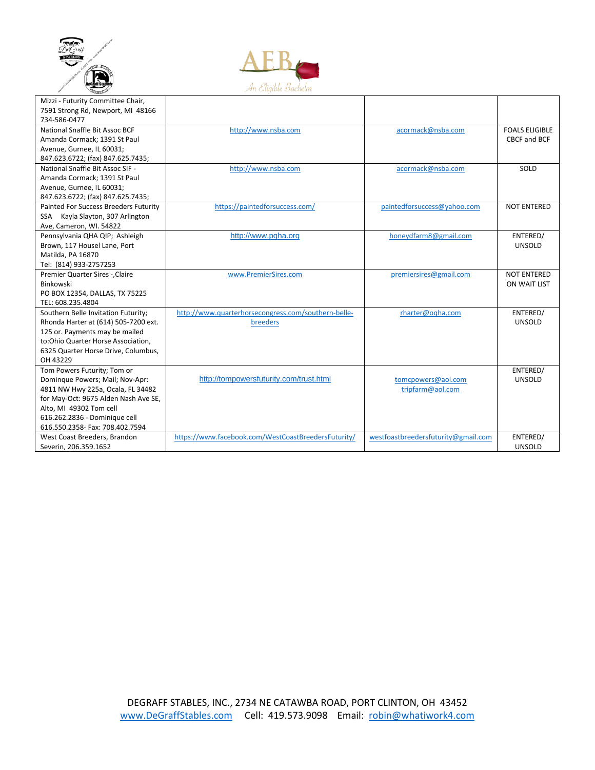| | | | |
|---|---|---|---|
| Mizzi - Futurity Committee Chair, 7591 Strong Rd, Newport, MI 48166 734-586-0477 | | | |
| National Snaffle Bit Assoc BCF Amanda Cormack; 1391 St Paul Avenue, Gurnee, IL 60031; 847.623.6722; (fax) 847.625.7435; | http://www.nsba.com | acormack@nsba.com | FOALS ELIGIBLE CBCF and BCF |
| National Snaffle Bit Assoc SIF - Amanda Cormack; 1391 St Paul Avenue, Gurnee, IL 60031; 847.623.6722; (fax) 847.625.7435; | http://www.nsba.com | acormack@nsba.com | SOLD |
| Painted For Success Breeders Futurity SSA Kayla Slayton, 307 Arlington Ave, Cameron, WI. 54822 | https://paintedforsuccess.com/ | paintedforsuccess@yahoo.com | NOT ENTERED |
| Pennsylvania QHA QIP; Ashleigh Brown, 117 Housel Lane, Port Matilda, PA 16870 Tel: (814) 933-2757253 | http://www.pqha.org | honeydfarm8@gmail.com | ENTERED/ UNSOLD |
| Premier Quarter Sires -,Claire Binkowski PO BOX 12354, DALLAS, TX 75225 TEL: 608.235.4804 | www.PremierSires.com | premiersires@gmail.com | NOT ENTERED ON WAIT LIST |
| Southern Belle Invitation Futurity; Rhonda Harter at (614) 505-7200 ext. 125 or. Payments may be mailed to:Ohio Quarter Horse Association, 6325 Quarter Horse Drive, Columbus, OH 43229 | http://www.quarterhorsecongress.com/southern-belle-breeders | rharter@oqha.com | ENTERED/ UNSOLD |
| Tom Powers Futurity; Tom or Dominque Powers; Mail; Nov-Apr: 4811 NW Hwy 225a, Ocala, FL 34482 for May-Oct: 9675 Alden Nash Ave SE, Alto, MI 49302 Tom cell 616.262.2836 - Dominique cell 616.550.2358- Fax: 708.402.7594 | http://tompowersfuturity.com/trust.html | tomcpowers@aol.com tripfarm@aol.com | ENTERED/ UNSOLD |
| West Coast Breeders, Brandon Severin, 206.359.1652 | https://www.facebook.com/WestCoastBreedersFuturity/ | westfoastbreedersfuturity@gmail.com | ENTERED/ UNSOLD |

DEGRAFF STABLES, INC., 2734 NE CATAWBA ROAD, PORT CLINTON, OH 43452
www.DeGraffStables.com Cell: 419.573.9098 Email: robin@whatiwork4.com